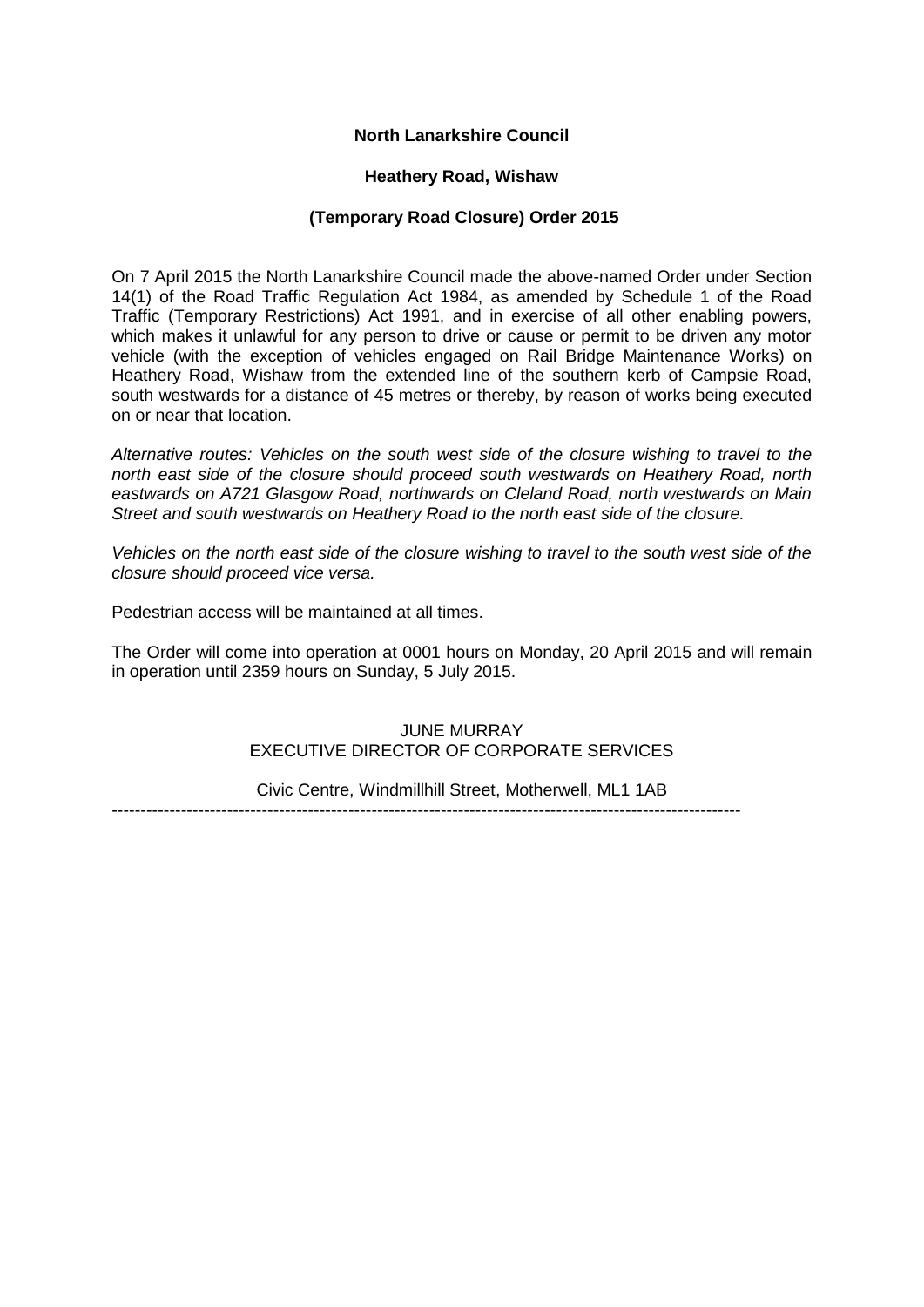**North Lanarkshire Council**

**Heathery Road, Wishaw**

**(Temporary Road Closure) Order 2015**

On 7 April 2015 the North Lanarkshire Council made the above-named Order under Section 14(1) of the Road Traffic Regulation Act 1984, as amended by Schedule 1 of the Road Traffic (Temporary Restrictions) Act 1991, and in exercise of all other enabling powers, which makes it unlawful for any person to drive or cause or permit to be driven any motor vehicle (with the exception of vehicles engaged on Rail Bridge Maintenance Works) on Heathery Road, Wishaw from the extended line of the southern kerb of Campsie Road, south westwards for a distance of 45 metres or thereby, by reason of works being executed on or near that location.

*Alternative routes: Vehicles on the south west side of the closure wishing to travel to the north east side of the closure should proceed south westwards on Heathery Road, north eastwards on A721 Glasgow Road, northwards on Cleland Road, north westwards on Main Street and south westwards on Heathery Road to the north east side of the closure.*

*Vehicles on the north east side of the closure wishing to travel to the south west side of the closure should proceed vice versa.*

Pedestrian access will be maintained at all times.

The Order will come into operation at 0001 hours on Monday, 20 April 2015 and will remain in operation until 2359 hours on Sunday, 5 July 2015.

JUNE MURRAY
EXECUTIVE DIRECTOR OF CORPORATE SERVICES

Civic Centre, Windmillhill Street, Motherwell, ML1 1AB

---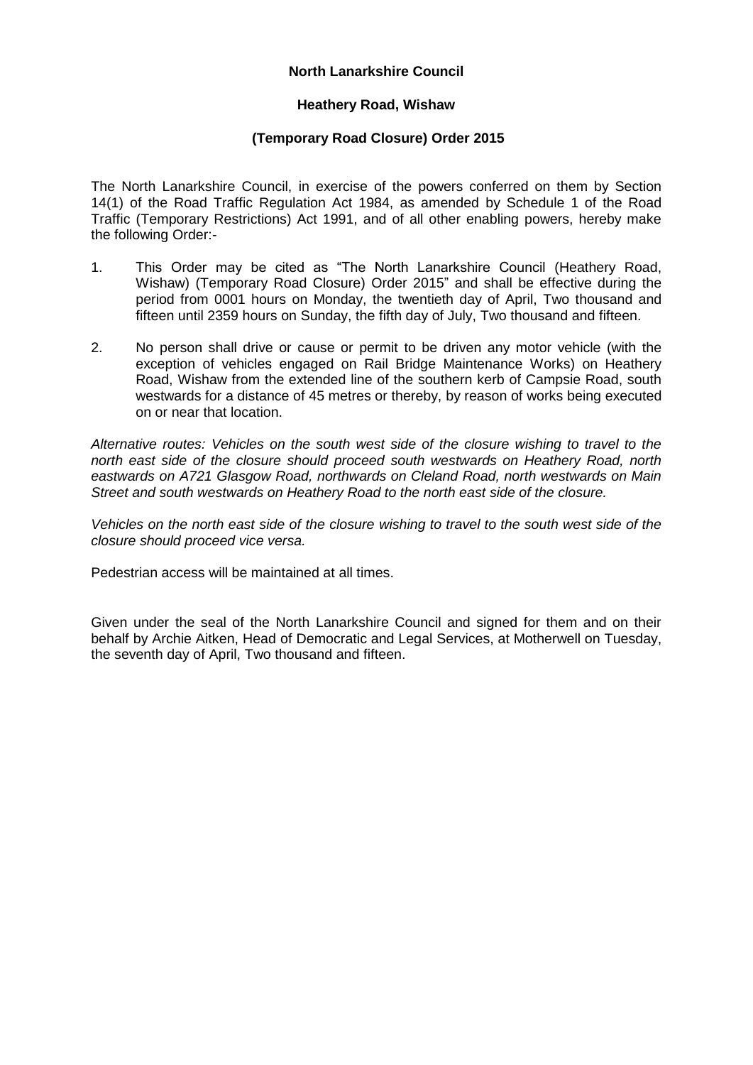**North Lanarkshire Council**

**Heathery Road, Wishaw**

**(Temporary Road Closure) Order 2015**

The North Lanarkshire Council, in exercise of the powers conferred on them by Section 14(1) of the Road Traffic Regulation Act 1984, as amended by Schedule 1 of the Road Traffic (Temporary Restrictions) Act 1991, and of all other enabling powers, hereby make the following Order:-

1. This Order may be cited as "The North Lanarkshire Council (Heathery Road, Wishaw) (Temporary Road Closure) Order 2015" and shall be effective during the period from 0001 hours on Monday, the twentieth day of April, Two thousand and fifteen until 2359 hours on Sunday, the fifth day of July, Two thousand and fifteen.

2. No person shall drive or cause or permit to be driven any motor vehicle (with the exception of vehicles engaged on Rail Bridge Maintenance Works) on Heathery Road, Wishaw from the extended line of the southern kerb of Campsie Road, south westwards for a distance of 45 metres or thereby, by reason of works being executed on or near that location.

*Alternative routes: Vehicles on the south west side of the closure wishing to travel to the north east side of the closure should proceed south westwards on Heathery Road, north eastwards on A721 Glasgow Road, northwards on Cleland Road, north westwards on Main Street and south westwards on Heathery Road to the north east side of the closure.*

*Vehicles on the north east side of the closure wishing to travel to the south west side of the closure should proceed vice versa.*

Pedestrian access will be maintained at all times.

Given under the seal of the North Lanarkshire Council and signed for them and on their behalf by Archie Aitken, Head of Democratic and Legal Services, at Motherwell on Tuesday, the seventh day of April, Two thousand and fifteen.